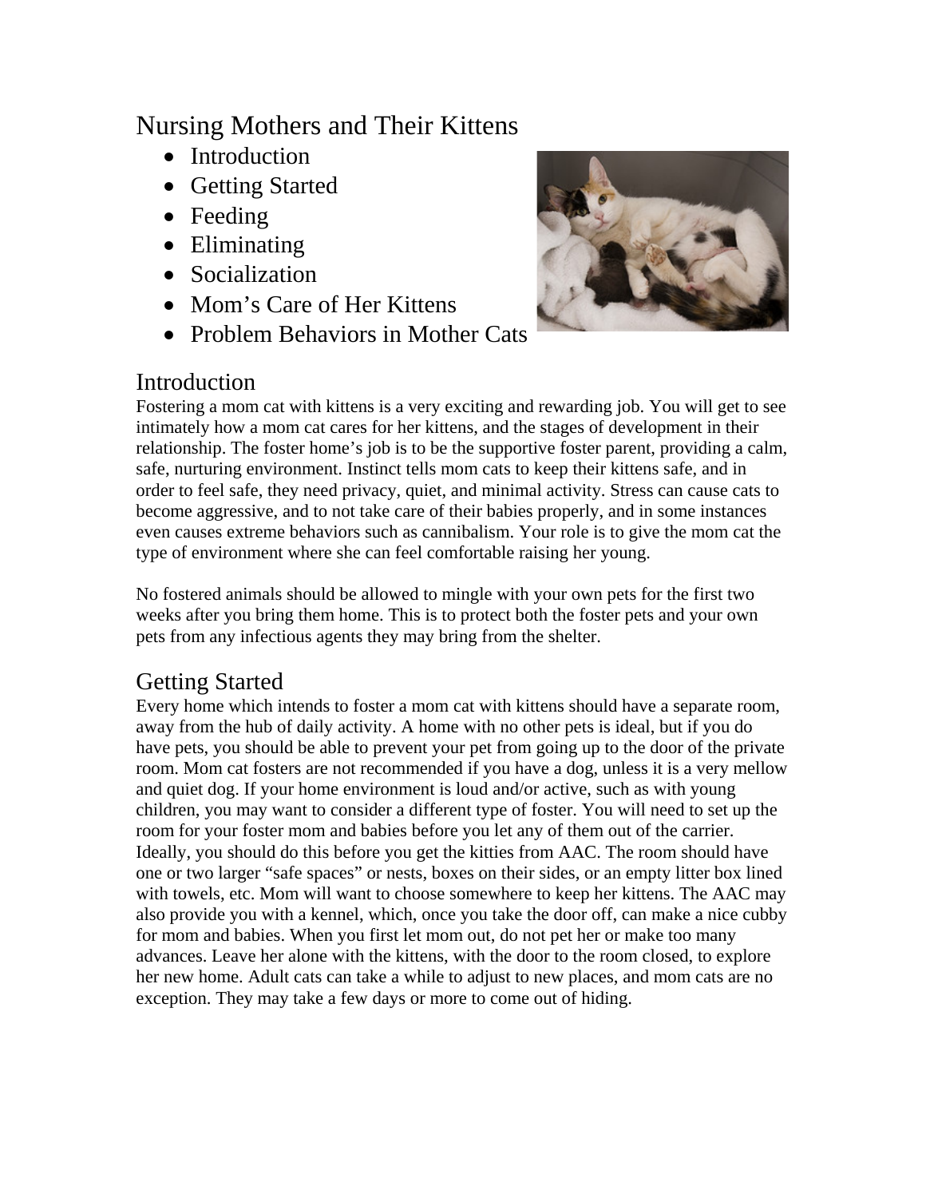# Nursing Mothers and Their Kittens

- Introduction
- Getting Started
- Feeding
- Eliminating
- Socialization
- Mom's Care of Her Kittens
- Problem Behaviors in Mother Cats

## Introduction

Fostering a mom cat with kittens is a very exciting and rewarding job. You will get to see intimately how a mom cat cares for her kittens, and the stages of development in their relationship. The foster home's job is to be the supportive foster parent, providing a calm, safe, nurturing environment. Instinct tells mom cats to keep their kittens safe, and in order to feel safe, they need privacy, quiet, and minimal activity. Stress can cause cats to become aggressive, and to not take care of their babies properly, and in some instances even causes extreme behaviors such as cannibalism. Your role is to give the mom cat the type of environment where she can feel comfortable raising her young.

No fostered animals should be allowed to mingle with your own pets for the first two weeks after you bring them home. This is to protect both the foster pets and your own pets from any infectious agents they may bring from the shelter.

## Getting Started

Every home which intends to foster a mom cat with kittens should have a separate room, away from the hub of daily activity. A home with no other pets is ideal, but if you do have pets, you should be able to prevent your pet from going up to the door of the private room. Mom cat fosters are not recommended if you have a dog, unless it is a very mellow and quiet dog. If your home environment is loud and/or active, such as with young children, you may want to consider a different type of foster. You will need to set up the room for your foster mom and babies before you let any of them out of the carrier. Ideally, you should do this before you get the kitties from AAC. The room should have one or two larger "safe spaces" or nests, boxes on their sides, or an empty litter box lined with towels, etc. Mom will want to choose somewhere to keep her kittens. The AAC may also provide you with a kennel, which, once you take the door off, can make a nice cubby for mom and babies. When you first let mom out, do not pet her or make too many advances. Leave her alone with the kittens, with the door to the room closed, to explore her new home. Adult cats can take a while to adjust to new places, and mom cats are no exception. They may take a few days or more to come out of hiding.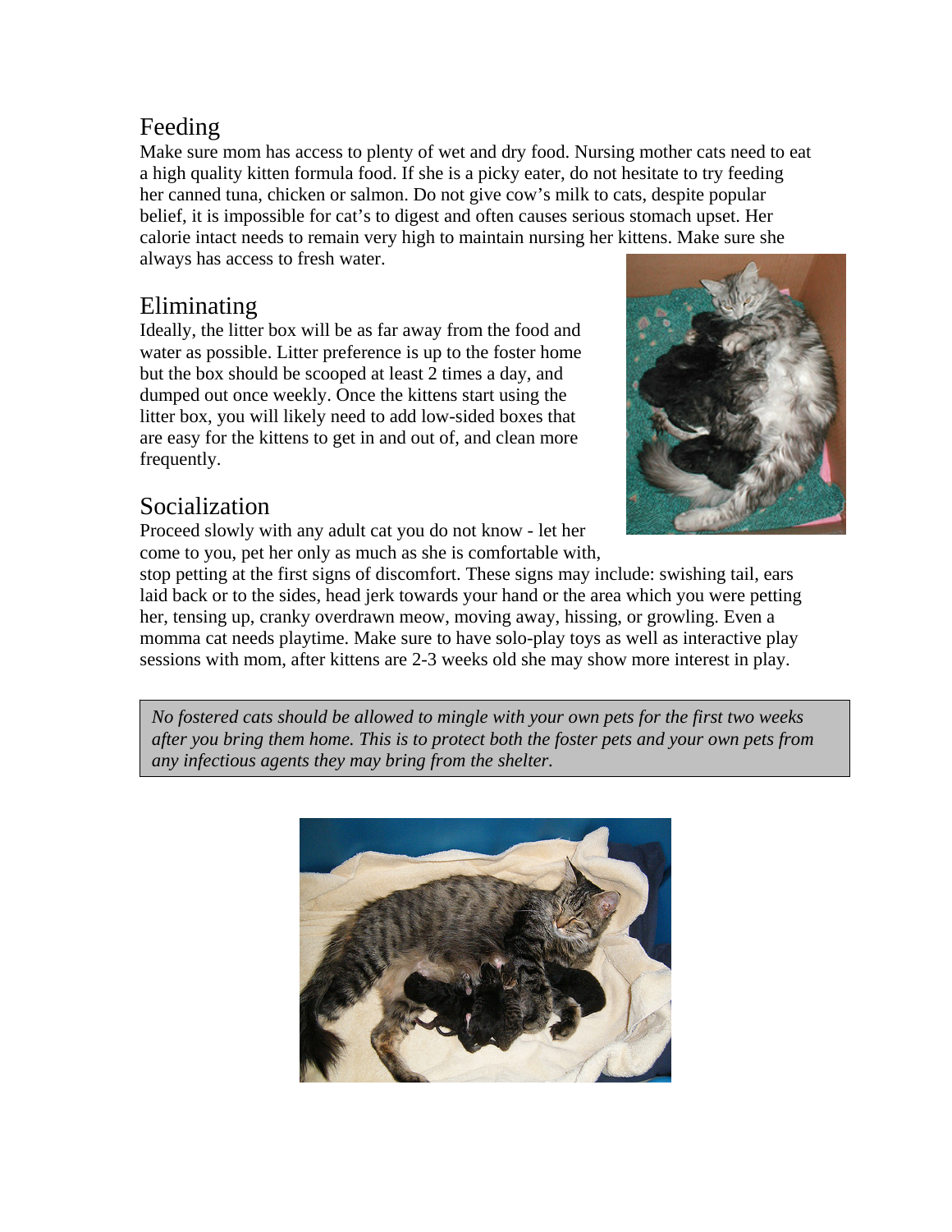## Feeding

Make sure mom has access to plenty of wet and dry food. Nursing mother cats need to eat a high quality kitten formula food. If she is a picky eater, do not hesitate to try feeding her canned tuna, chicken or salmon. Do not give cow's milk to cats, despite popular belief, it is impossible for cat's to digest and often causes serious stomach upset. Her calorie intact needs to remain very high to maintain nursing her kittens. Make sure she always has access to fresh water.

## Eliminating

Ideally, the litter box will be as far away from the food and water as possible. Litter preference is up to the foster home but the box should be scooped at least 2 times a day, and dumped out once weekly. Once the kittens start using the litter box, you will likely need to add low-sided boxes that are easy for the kittens to get in and out of, and clean more frequently.

## Socialization

Proceed slowly with any adult cat you do not know - let her come to you, pet her only as much as she is comfortable with, stop petting at the first signs of discomfort. These signs may include: swishing tail, ears laid back or to the sides, head jerk towards your hand or the area which you were petting her, tensing up, cranky overdrawn meow, moving away, hissing, or growling. Even a momma cat needs playtime. Make sure to have solo-play toys as well as interactive play sessions with mom, after kittens are 2-3 weeks old she may show more interest in play.

> *No fostered cats should be allowed to mingle with your own pets for the first two weeks after you bring them home. This is to protect both the foster pets and your own pets from any infectious agents they may bring from the shelter.*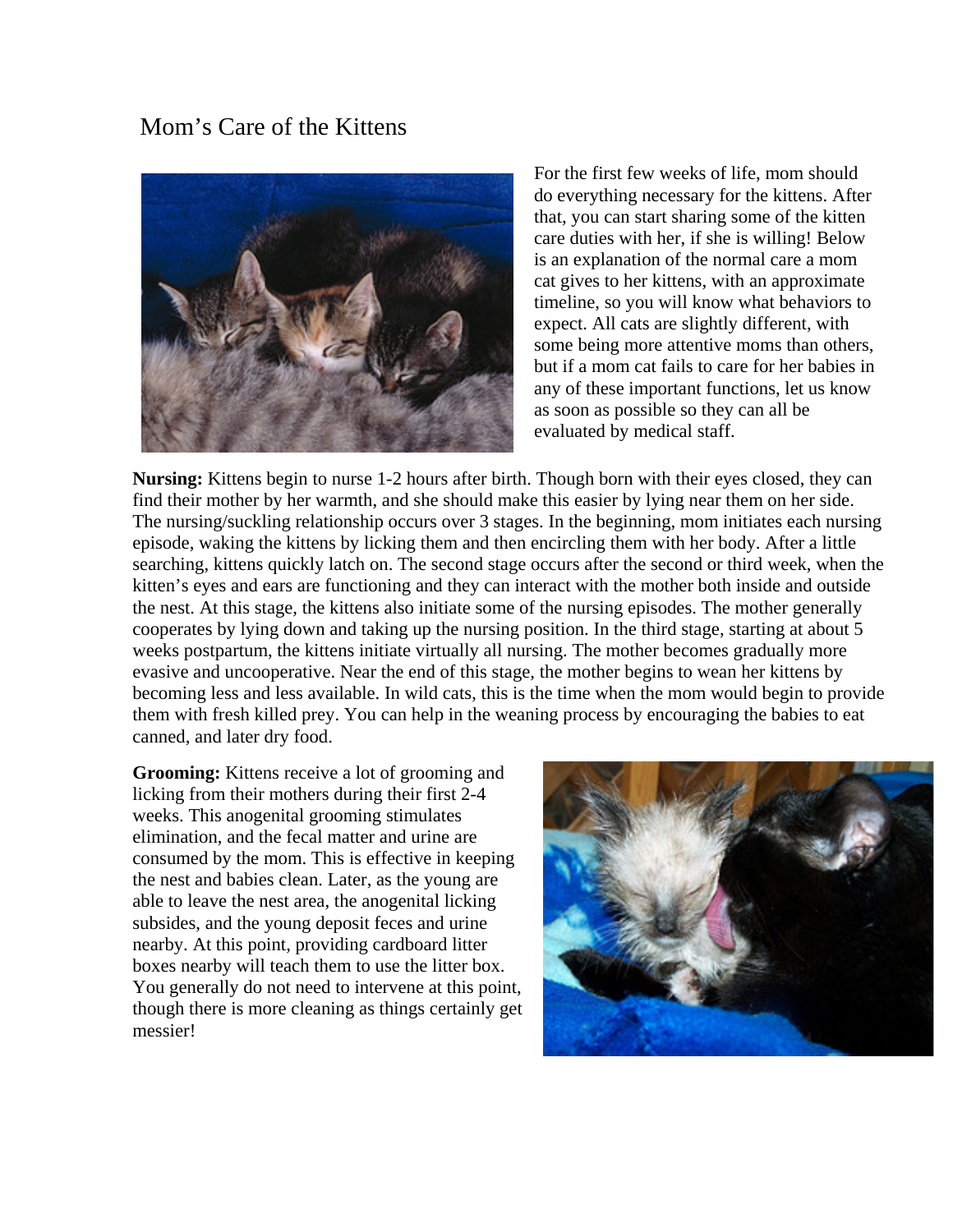# Mom's Care of the Kittens

For the first few weeks of life, mom should do everything necessary for the kittens. After that, you can start sharing some of the kitten care duties with her, if she is willing! Below is an explanation of the normal care a mom cat gives to her kittens, with an approximate timeline, so you will know what behaviors to expect. All cats are slightly different, with some being more attentive moms than others, but if a mom cat fails to care for her babies in any of these important functions, let us know as soon as possible so they can all be evaluated by medical staff.

**Nursing:** Kittens begin to nurse 1-2 hours after birth. Though born with their eyes closed, they can find their mother by her warmth, and she should make this easier by lying near them on her side. The nursing/suckling relationship occurs over 3 stages. In the beginning, mom initiates each nursing episode, waking the kittens by licking them and then encircling them with her body. After a little searching, kittens quickly latch on. The second stage occurs after the second or third week, when the kitten's eyes and ears are functioning and they can interact with the mother both inside and outside the nest. At this stage, the kittens also initiate some of the nursing episodes. The mother generally cooperates by lying down and taking up the nursing position. In the third stage, starting at about 5 weeks postpartum, the kittens initiate virtually all nursing. The mother becomes gradually more evasive and uncooperative. Near the end of this stage, the mother begins to wean her kittens by becoming less and less available. In wild cats, this is the time when the mom would begin to provide them with fresh killed prey. You can help in the weaning process by encouraging the babies to eat canned, and later dry food.

**Grooming:** Kittens receive a lot of grooming and licking from their mothers during their first 2-4 weeks. This anogenital grooming stimulates elimination, and the fecal matter and urine are consumed by the mom. This is effective in keeping the nest and babies clean. Later, as the young are able to leave the nest area, the anogenital licking subsides, and the young deposit feces and urine nearby. At this point, providing cardboard litter boxes nearby will teach them to use the litter box. You generally do not need to intervene at this point, though there is more cleaning as things certainly get messier!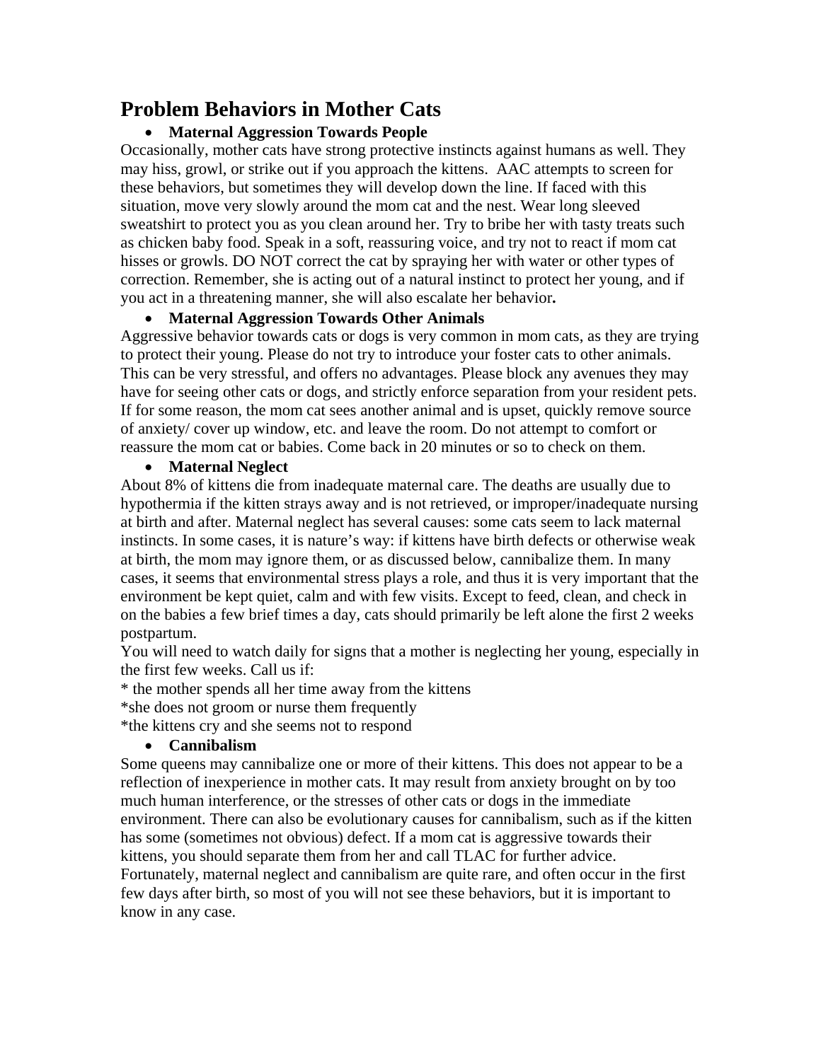# Problem Behaviors in Mother Cats

- **Maternal Aggression Towards People**

Occasionally, mother cats have strong protective instincts against humans as well. They may hiss, growl, or strike out if you approach the kittens. AAC attempts to screen for these behaviors, but sometimes they will develop down the line. If faced with this situation, move very slowly around the mom cat and the nest. Wear long sleeved sweatshirt to protect you as you clean around her. Try to bribe her with tasty treats such as chicken baby food. Speak in a soft, reassuring voice, and try not to react if mom cat hisses or growls. DO NOT correct the cat by spraying her with water or other types of correction. Remember, she is acting out of a natural instinct to protect her young, and if you act in a threatening manner, she will also escalate her behavior**.**

- **Maternal Aggression Towards Other Animals**

Aggressive behavior towards cats or dogs is very common in mom cats, as they are trying to protect their young. Please do not try to introduce your foster cats to other animals. This can be very stressful, and offers no advantages. Please block any avenues they may have for seeing other cats or dogs, and strictly enforce separation from your resident pets. If for some reason, the mom cat sees another animal and is upset, quickly remove source of anxiety/ cover up window, etc. and leave the room. Do not attempt to comfort or reassure the mom cat or babies. Come back in 20 minutes or so to check on them.

- **Maternal Neglect**

About 8% of kittens die from inadequate maternal care. The deaths are usually due to hypothermia if the kitten strays away and is not retrieved, or improper/inadequate nursing at birth and after. Maternal neglect has several causes: some cats seem to lack maternal instincts. In some cases, it is nature's way: if kittens have birth defects or otherwise weak at birth, the mom may ignore them, or as discussed below, cannibalize them. In many cases, it seems that environmental stress plays a role, and thus it is very important that the environment be kept quiet, calm and with few visits. Except to feed, clean, and check in on the babies a few brief times a day, cats should primarily be left alone the first 2 weeks postpartum.

You will need to watch daily for signs that a mother is neglecting her young, especially in the first few weeks. Call us if:

\* the mother spends all her time away from the kittens

\*she does not groom or nurse them frequently

\*the kittens cry and she seems not to respond

- **Cannibalism**

Some queens may cannibalize one or more of their kittens. This does not appear to be a reflection of inexperience in mother cats. It may result from anxiety brought on by too much human interference, or the stresses of other cats or dogs in the immediate environment. There can also be evolutionary causes for cannibalism, such as if the kitten has some (sometimes not obvious) defect. If a mom cat is aggressive towards their kittens, you should separate them from her and call TLAC for further advice.

Fortunately, maternal neglect and cannibalism are quite rare, and often occur in the first few days after birth, so most of you will not see these behaviors, but it is important to know in any case.